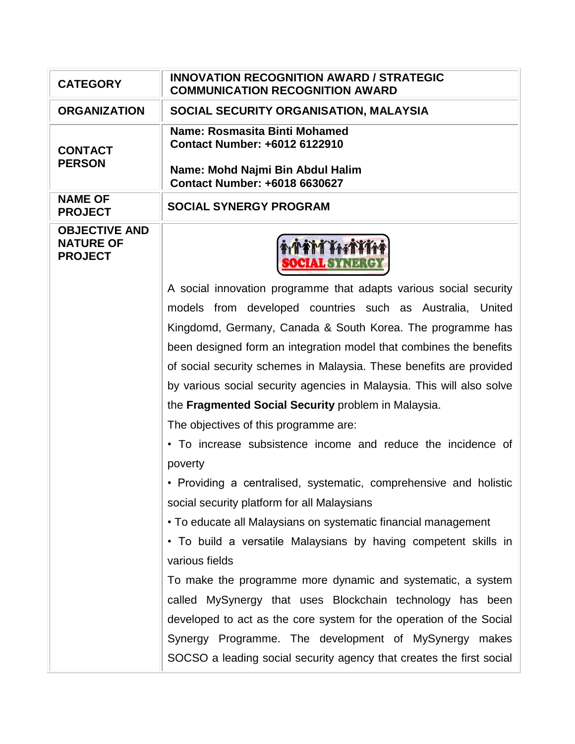| CATEGORY | INNOVATION RECOGNITION AWARD / STRATEGIC COMMUNICATION RECOGNITION AWARD |
|---|---|
| ORGANIZATION | SOCIAL SECURITY ORGANISATION, MALAYSIA |
| CONTACT PERSON | Name: Rosmasita Binti Mohamed<br>Contact Number: +6012 6122910<br><br>Name: Mohd Najmi Bin Abdul Halim<br>Contact Number: +6018 6630627 |
| NAME OF PROJECT | SOCIAL SYNERGY PROGRAM |
| OBJECTIVE AND NATURE OF PROJECT | SOCIAL SYNERGY<br><br>A social innovation programme that adapts various social security models from developed countries such as Australia, United Kingdomd, Germany, Canada & South Korea. The programme has been designed form an integration model that combines the benefits of social security schemes in Malaysia. These benefits are provided by various social security agencies in Malaysia. This will also solve the **Fragmented Social Security** problem in Malaysia.<br>The objectives of this programme are:<br>• To increase subsistence income and reduce the incidence of poverty<br>• Providing a centralised, systematic, comprehensive and holistic social security platform for all Malaysians<br>• To educate all Malaysians on systematic financial management<br>• To build a versatile Malaysians by having competent skills in various fields<br>To make the programme more dynamic and systematic, a system called MySynergy that uses Blockchain technology has been developed to act as the core system for the operation of the Social Synergy Programme. The development of MySynergy makes SOCSO a leading social security agency that creates the first social |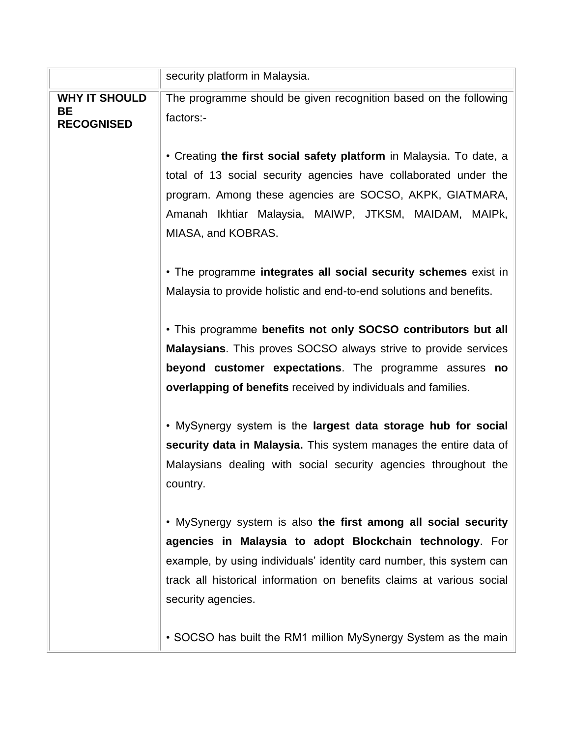| | |
|---|---|
| | security platform in Malaysia. |
| **WHY IT SHOULD BE RECOGNISED** | The programme should be given recognition based on the following factors:-<br><br>• Creating **the first social safety platform** in Malaysia. To date, a total of 13 social security agencies have collaborated under the program. Among these agencies are SOCSO, AKPK, GIATMARA, Amanah Ikhtiar Malaysia, MAIWP, JTKSM, MAIDAM, MAIPk, MIASA, and KOBRAS.<br><br>• The programme **integrates all social security schemes** exist in Malaysia to provide holistic and end-to-end solutions and benefits.<br><br>• This programme **benefits not only SOCSO contributors but all Malaysians**. This proves SOCSO always strive to provide services **beyond customer expectations**. The programme assures **no overlapping of benefits** received by individuals and families.<br><br>• MySynergy system is the **largest data storage hub for social security data in Malaysia.** This system manages the entire data of Malaysians dealing with social security agencies throughout the country.<br><br>• MySynergy system is also **the first among all social security agencies in Malaysia to adopt Blockchain technology**. For example, by using individuals' identity card number, this system can track all historical information on benefits claims at various social security agencies.<br><br>• SOCSO has built the RM1 million MySynergy System as the main |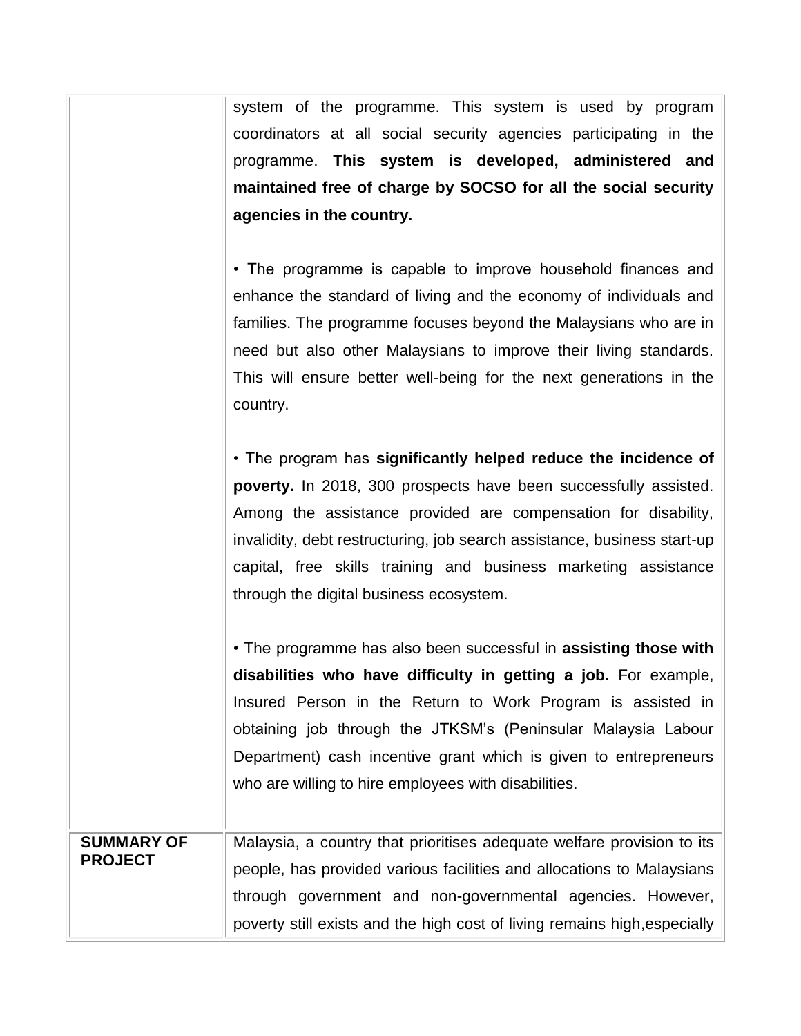| | |
|---|---|
| | system of the programme. This system is used by program coordinators at all social security agencies participating in the programme. **This system is developed, administered and maintained free of charge by SOCSO for all the social security agencies in the country.**<br><br>• The programme is capable to improve household finances and enhance the standard of living and the economy of individuals and families. The programme focuses beyond the Malaysians who are in need but also other Malaysians to improve their living standards. This will ensure better well-being for the next generations in the country.<br><br>• The program has **significantly helped reduce the incidence of poverty.** In 2018, 300 prospects have been successfully assisted. Among the assistance provided are compensation for disability, invalidity, debt restructuring, job search assistance, business start-up capital, free skills training and business marketing assistance through the digital business ecosystem.<br><br>• The programme has also been successful in **assisting those with disabilities who have difficulty in getting a job.** For example, Insured Person in the Return to Work Program is assisted in obtaining job through the JTKSM's (Peninsular Malaysia Labour Department) cash incentive grant which is given to entrepreneurs who are willing to hire employees with disabilities. |
| **SUMMARY OF PROJECT** | Malaysia, a country that prioritises adequate welfare provision to its people, has provided various facilities and allocations to Malaysians through government and non-governmental agencies. However, poverty still exists and the high cost of living remains high,especially |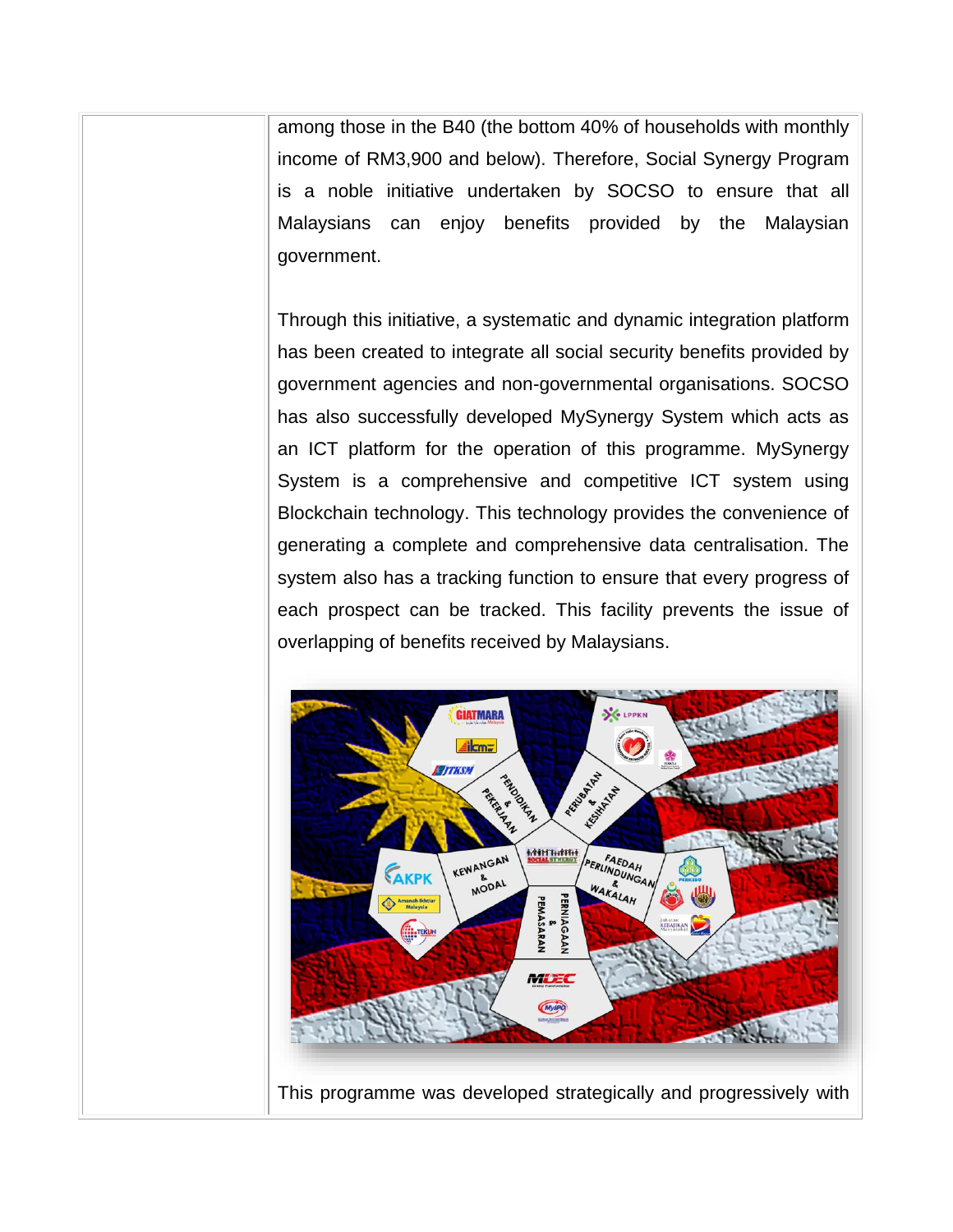among those in the B40 (the bottom 40% of households with monthly income of RM3,900 and below). Therefore, Social Synergy Program is a noble initiative undertaken by SOCSO to ensure that all Malaysians can enjoy benefits provided by the Malaysian government.

Through this initiative, a systematic and dynamic integration platform has been created to integrate all social security benefits provided by government agencies and non-governmental organisations. SOCSO has also successfully developed MySynergy System which acts as an ICT platform for the operation of this programme. MySynergy System is a comprehensive and competitive ICT system using Blockchain technology. This technology provides the convenience of generating a complete and comprehensive data centralisation. The system also has a tracking function to ensure that every progress of each prospect can be tracked. This facility prevents the issue of overlapping of benefits received by Malaysians.

This programme was developed strategically and progressively with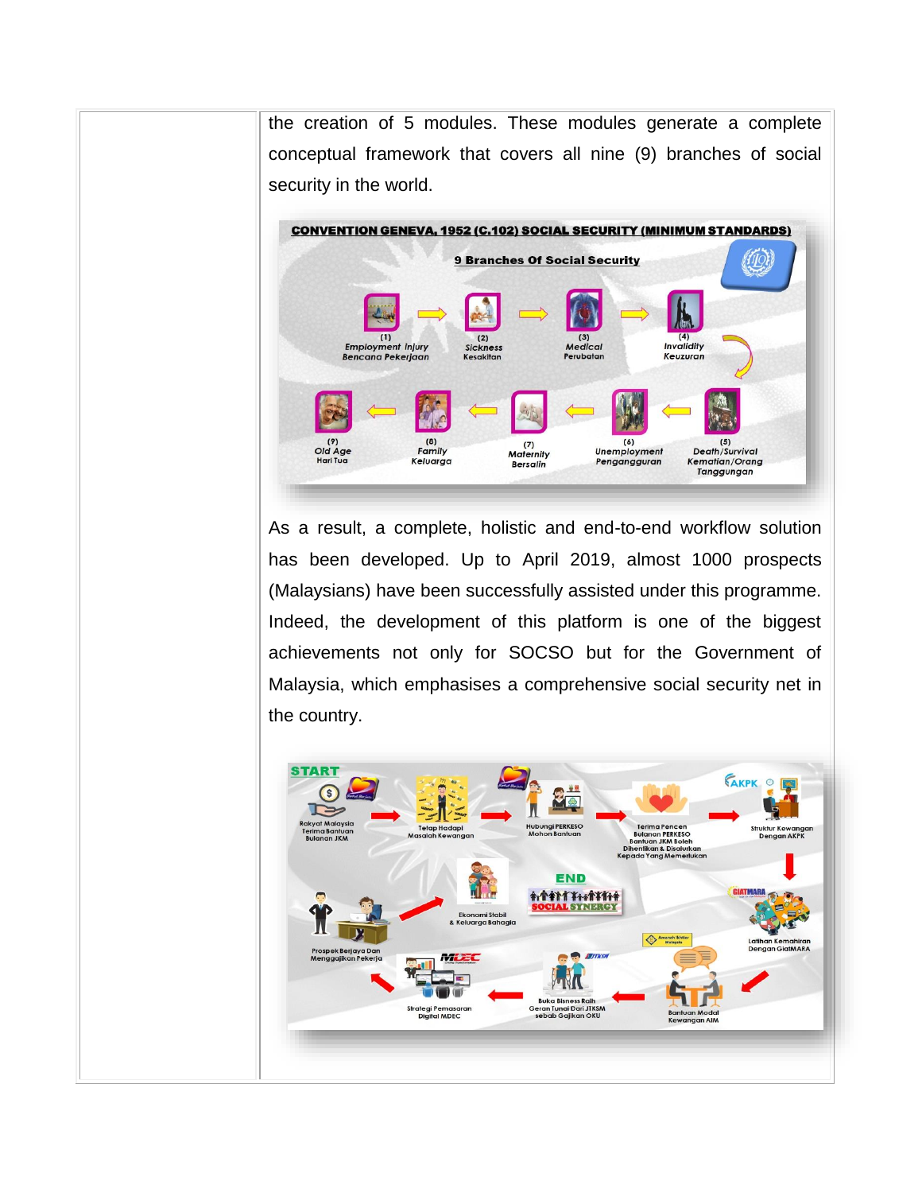the creation of 5 modules. These modules generate a complete conceptual framework that covers all nine (9) branches of social security in the world.

As a result, a complete, holistic and end-to-end workflow solution has been developed. Up to April 2019, almost 1000 prospects (Malaysians) have been successfully assisted under this programme. Indeed, the development of this platform is one of the biggest achievements not only for SOCSO but for the Government of Malaysia, which emphasises a comprehensive social security net in the country.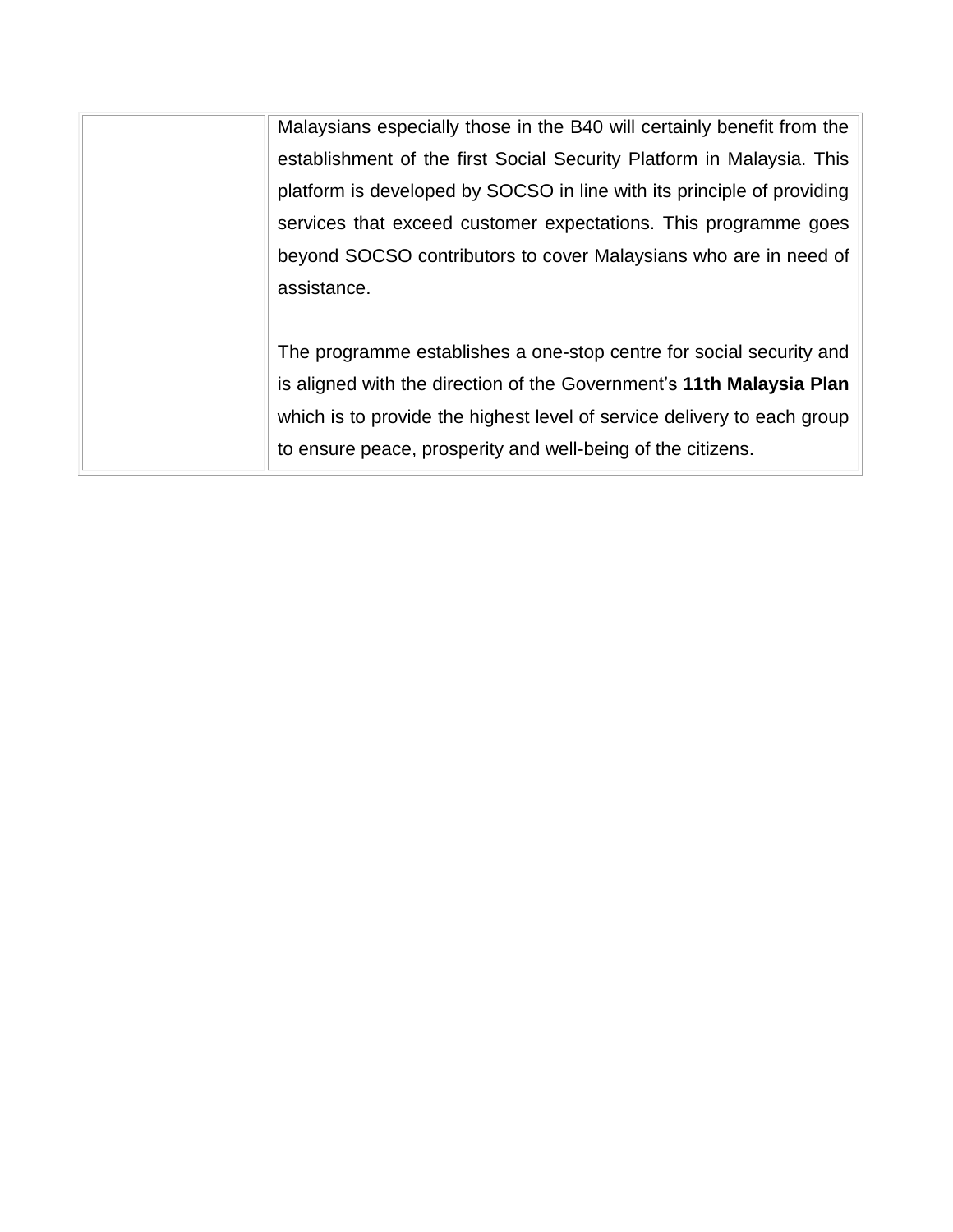| | |
|---|---|
| | Malaysians especially those in the B40 will certainly benefit from the establishment of the first Social Security Platform in Malaysia. This platform is developed by SOCSO in line with its principle of providing services that exceed customer expectations. This programme goes beyond SOCSO contributors to cover Malaysians who are in need of assistance.<br><br>The programme establishes a one-stop centre for social security and is aligned with the direction of the Government's **11th Malaysia Plan** which is to provide the highest level of service delivery to each group to ensure peace, prosperity and well-being of the citizens. |